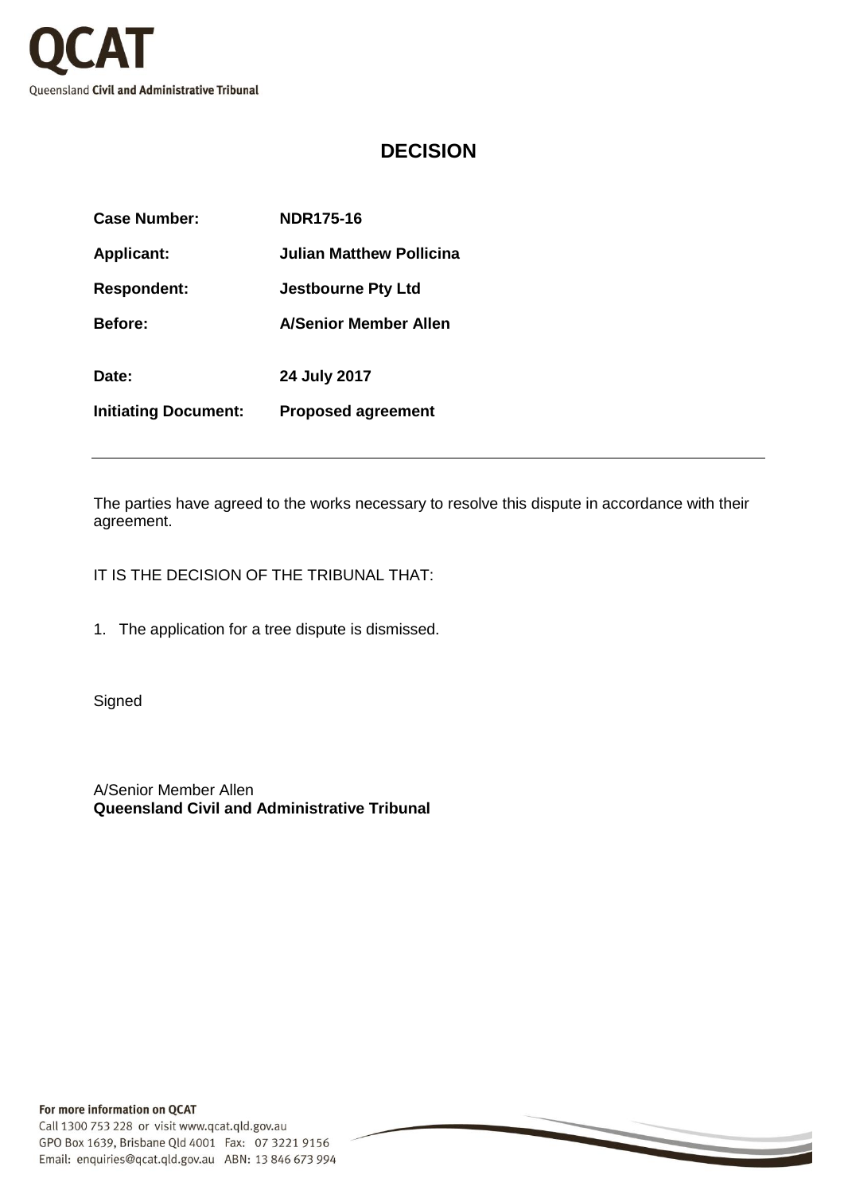QCAT

Queensland **Civil and Administrative Tribunal**

# DECISION

| | |
|---|---|
| **Case Number:** | **NDR175-16** |
| **Applicant:** | **Julian Matthew Pollicina** |
| **Respondent:** | **Jestbourne Pty Ltd** |
| **Before:** | **A/Senior Member Allen** |
| **Date:** | **24 July 2017** |
| **Initiating Document:** | **Proposed agreement** |

---

The parties have agreed to the works necessary to resolve this dispute in accordance with their agreement.

IT IS THE DECISION OF THE TRIBUNAL THAT:

1. The application for a tree dispute is dismissed.

Signed

A/Senior Member Allen
**Queensland Civil and Administrative Tribunal**

**For more information on QCAT**
Call 1300 753 228 or visit www.qcat.qld.gov.au
GPO Box 1639, Brisbane Qld 4001 Fax: 07 3221 9156
Email: enquiries@qcat.qld.gov.au ABN: 13 846 673 994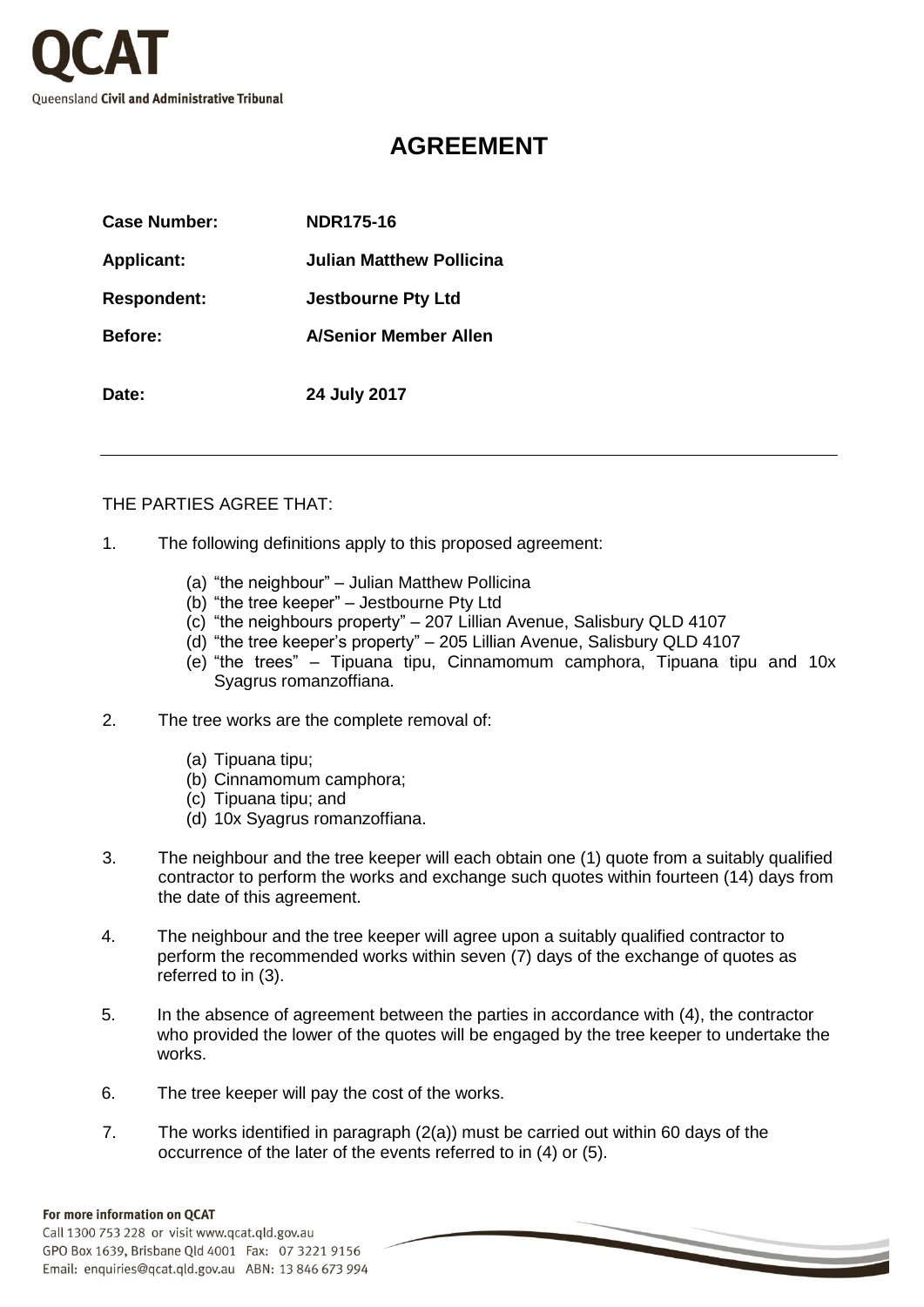# AGREEMENT

| | |
|---|---|
| **Case Number:** | **NDR175-16** |
| **Applicant:** | **Julian Matthew Pollicina** |
| **Respondent:** | **Jestbourne Pty Ltd** |
| **Before:** | **A/Senior Member Allen** |
| **Date:** | **24 July 2017** |

---

THE PARTIES AGREE THAT:

1. The following definitions apply to this proposed agreement:
   - (a) "the neighbour" – Julian Matthew Pollicina
   - (b) "the tree keeper" – Jestbourne Pty Ltd
   - (c) "the neighbours property" – 207 Lillian Avenue, Salisbury QLD 4107
   - (d) "the tree keeper's property" – 205 Lillian Avenue, Salisbury QLD 4107
   - (e) "the trees" – Tipuana tipu, Cinnamomum camphora, Tipuana tipu and 10x Syagrus romanzoffiana.

2. The tree works are the complete removal of:
   - (a) Tipuana tipu;
   - (b) Cinnamomum camphora;
   - (c) Tipuana tipu; and
   - (d) 10x Syagrus romanzoffiana.

3. The neighbour and the tree keeper will each obtain one (1) quote from a suitably qualified contractor to perform the works and exchange such quotes within fourteen (14) days from the date of this agreement.

4. The neighbour and the tree keeper will agree upon a suitably qualified contractor to perform the recommended works within seven (7) days of the exchange of quotes as referred to in (3).

5. In the absence of agreement between the parties in accordance with (4), the contractor who provided the lower of the quotes will be engaged by the tree keeper to undertake the works.

6. The tree keeper will pay the cost of the works.

7. The works identified in paragraph (2(a)) must be carried out within 60 days of the occurrence of the later of the events referred to in (4) or (5).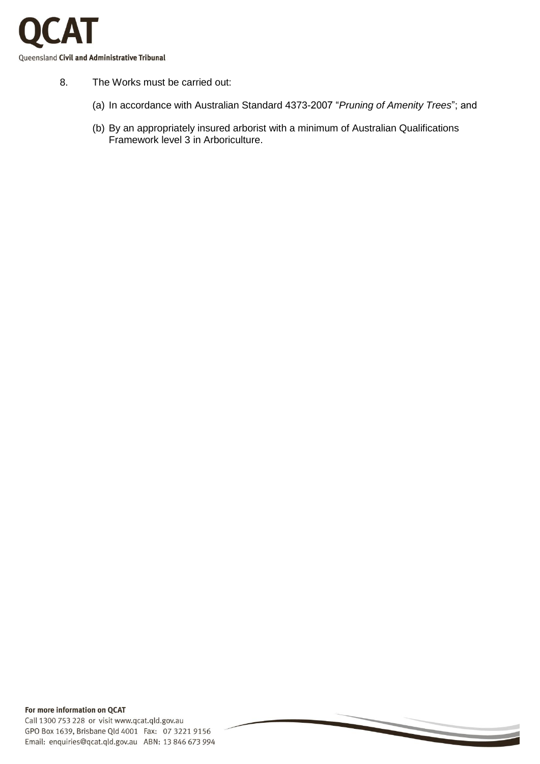8. The Works must be carried out:

   (a) In accordance with Australian Standard 4373-2007 "*Pruning of Amenity Trees*"; and

   (b) By an appropriately insured arborist with a minimum of Australian Qualifications Framework level 3 in Arboriculture.